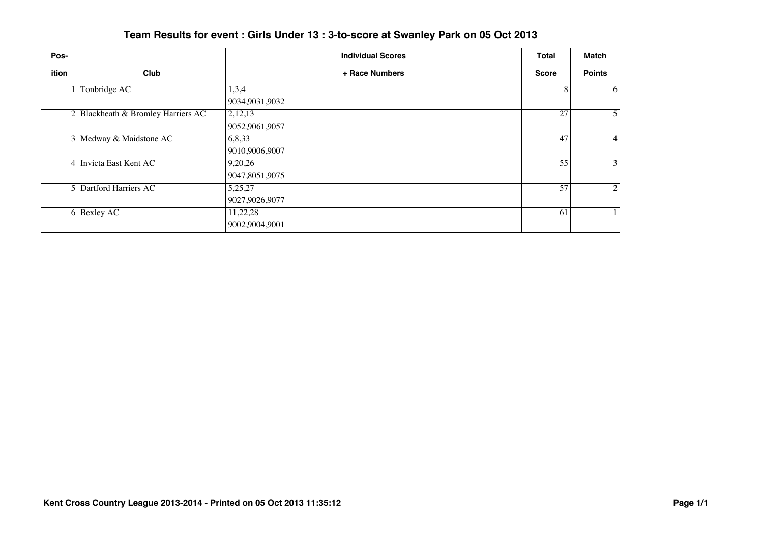# Team Results for event : Girls Under 13 : 3-to-score at Swanley Park on 05 Oct 2013

| Pos-ition | Club | Individual Scores + Race Numbers | Total Score | Match Points |
|---|---|---|---|---|
| 1 | Tonbridge AC | 1,3,4<br>9034,9031,9032 | 8 | 6 |
| 2 | Blackheath & Bromley Harriers AC | 2,12,13<br>9052,9061,9057 | 27 | 5 |
| 3 | Medway & Maidstone AC | 6,8,33<br>9010,9006,9007 | 47 | 4 |
| 4 | Invicta East Kent AC | 9,20,26<br>9047,8051,9075 | 55 | 3 |
| 5 | Dartford Harriers AC | 5,25,27<br>9027,9026,9077 | 57 | 2 |
| 6 | Bexley AC | 11,22,28<br>9002,9004,9001 | 61 | 1 |

Kent Cross Country League 2013-2014 - Printed on 05 Oct 2013 11:35:12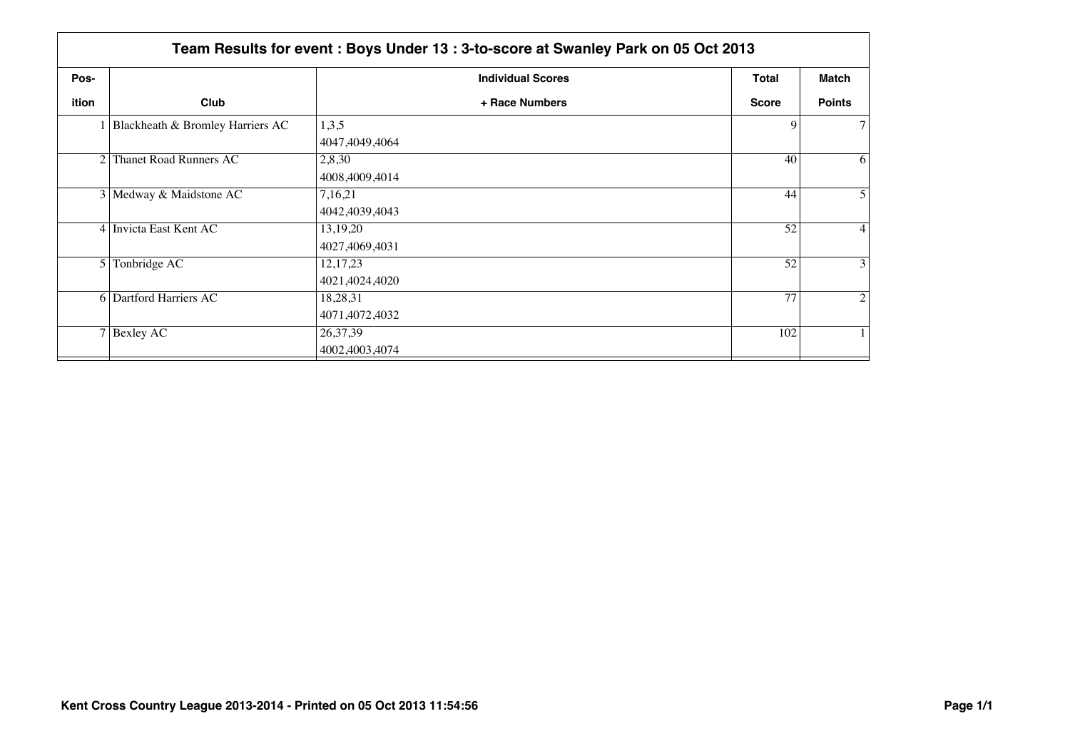## Team Results for event : Boys Under 13 : 3-to-score at Swanley Park on 05 Oct 2013

| Pos-ition | Club | Individual Scores + Race Numbers | Total Score | Match Points |
|---|---|---|---|---|
| 1 | Blackheath & Bromley Harriers AC | 1,3,5<br>4047,4049,4064 | 9 | 7 |
| 2 | Thanet Road Runners AC | 2,8,30<br>4008,4009,4014 | 40 | 6 |
| 3 | Medway & Maidstone AC | 7,16,21<br>4042,4039,4043 | 44 | 5 |
| 4 | Invicta East Kent AC | 13,19,20<br>4027,4069,4031 | 52 | 4 |
| 5 | Tonbridge AC | 12,17,23<br>4021,4024,4020 | 52 | 3 |
| 6 | Dartford Harriers AC | 18,28,31<br>4071,4072,4032 | 77 | 2 |
| 7 | Bexley AC | 26,37,39<br>4002,4003,4074 | 102 | 1 |

**Kent Cross Country League 2013-2014 - Printed on 05 Oct 2013 11:54:56**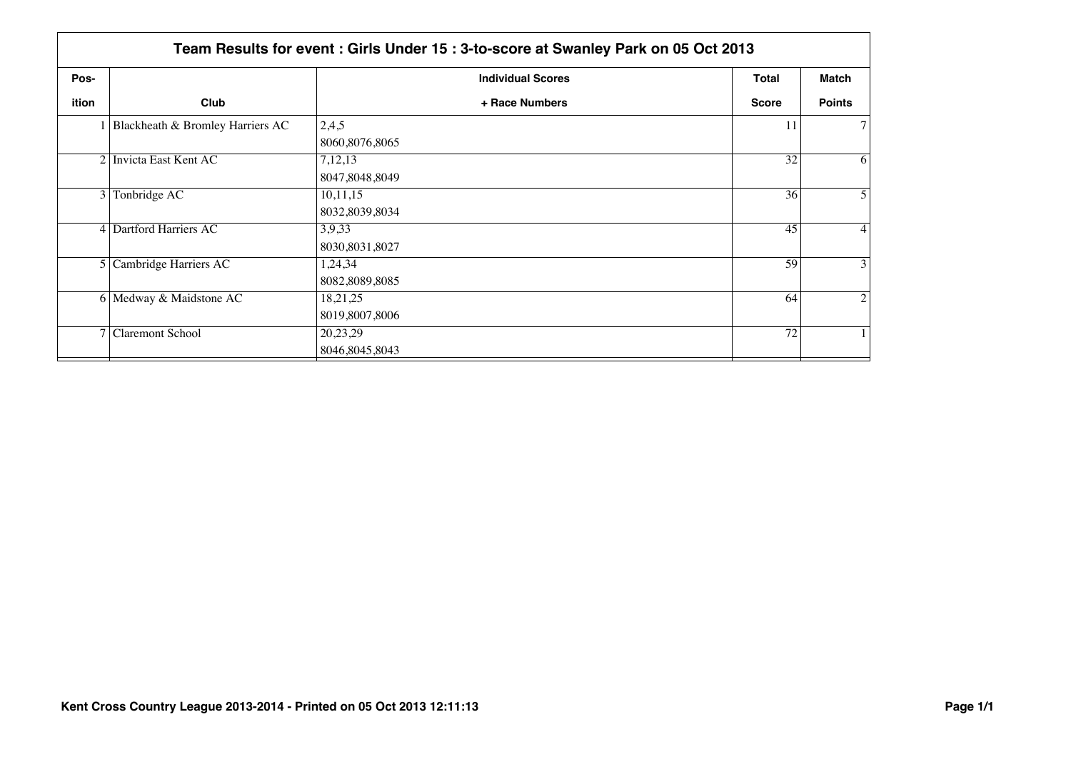## Team Results for event : Girls Under 15 : 3-to-score at Swanley Park on 05 Oct 2013

| Pos-<br>ition | Club | Individual Scores<br>+ Race Numbers | Total<br>Score | Match<br>Points |
|---|---|---|---|---|
| 1 | Blackheath & Bromley Harriers AC | 2,4,5<br>8060,8076,8065 | 11 | 7 |
| 2 | Invicta East Kent AC | 7,12,13<br>8047,8048,8049 | 32 | 6 |
| 3 | Tonbridge AC | 10,11,15<br>8032,8039,8034 | 36 | 5 |
| 4 | Dartford Harriers AC | 3,9,33<br>8030,8031,8027 | 45 | 4 |
| 5 | Cambridge Harriers AC | 1,24,34<br>8082,8089,8085 | 59 | 3 |
| 6 | Medway & Maidstone AC | 18,21,25<br>8019,8007,8006 | 64 | 2 |
| 7 | Claremont School | 20,23,29<br>8046,8045,8043 | 72 | 1 |

**Kent Cross Country League 2013-2014 - Printed on 05 Oct 2013 12:11:13**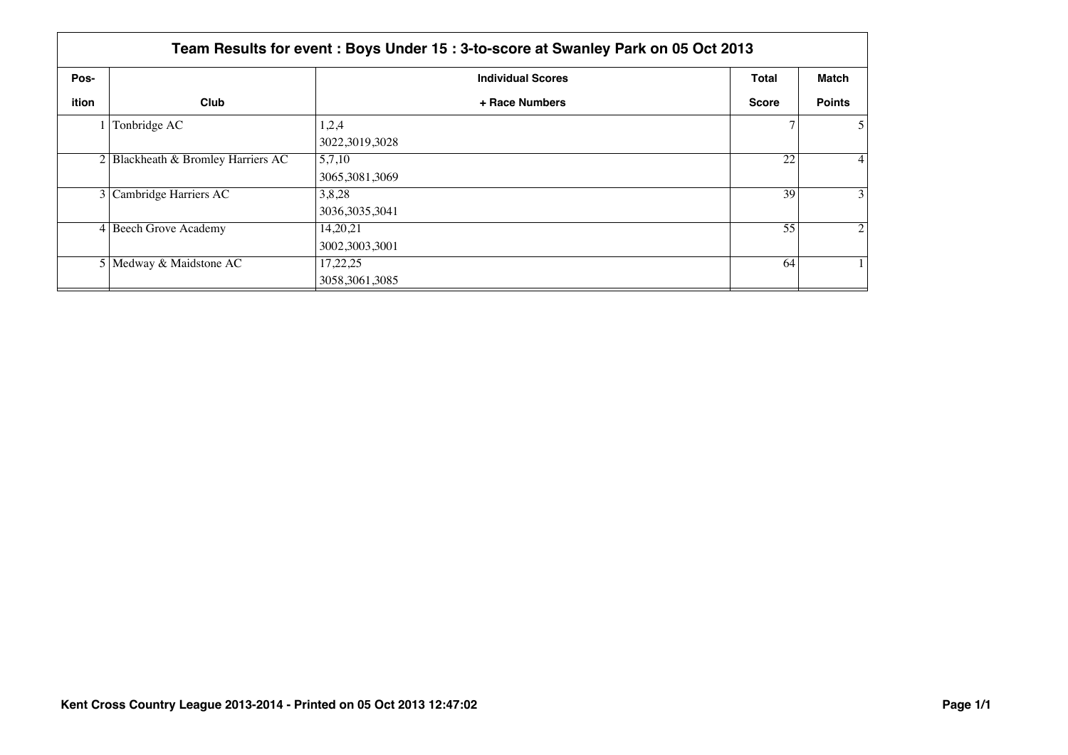# Team Results for event : Boys Under 15 : 3-to-score at Swanley Park on 05 Oct 2013

| Position | Club | Individual Scores + Race Numbers | Total Score | Match Points |
|---|---|---|---|---|
| 1 | Tonbridge AC | 1,2,4<br>3022,3019,3028 | 7 | 5 |
| 2 | Blackheath & Bromley Harriers AC | 5,7,10<br>3065,3081,3069 | 22 | 4 |
| 3 | Cambridge Harriers AC | 3,8,28<br>3036,3035,3041 | 39 | 3 |
| 4 | Beech Grove Academy | 14,20,21<br>3002,3003,3001 | 55 | 2 |
| 5 | Medway & Maidstone AC | 17,22,25<br>3058,3061,3085 | 64 | 1 |

**Kent Cross Country League 2013-2014 - Printed on 05 Oct 2013 12:47:02**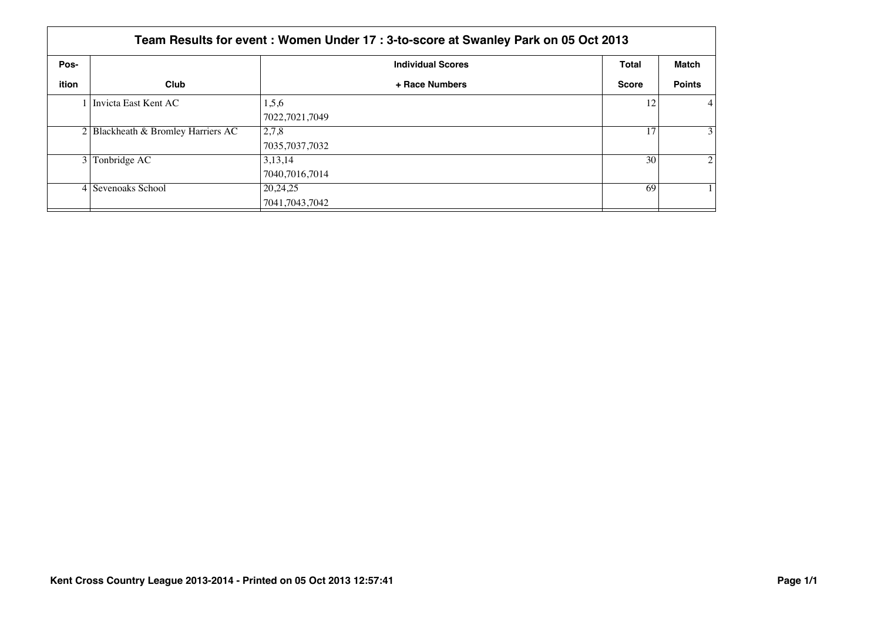# Team Results for event : Women Under 17 : 3-to-score at Swanley Park on 05 Oct 2013

| Position | Club | Individual Scores + Race Numbers | Total Score | Match Points |
|---|---|---|---|---|
| 1 | Invicta East Kent AC | 1,5,6<br>7022,7021,7049 | 12 | 4 |
| 2 | Blackheath & Bromley Harriers AC | 2,7,8<br>7035,7037,7032 | 17 | 3 |
| 3 | Tonbridge AC | 3,13,14<br>7040,7016,7014 | 30 | 2 |
| 4 | Sevenoaks School | 20,24,25<br>7041,7043,7042 | 69 | 1 |

**Kent Cross Country League 2013-2014 - Printed on 05 Oct 2013 12:57:41**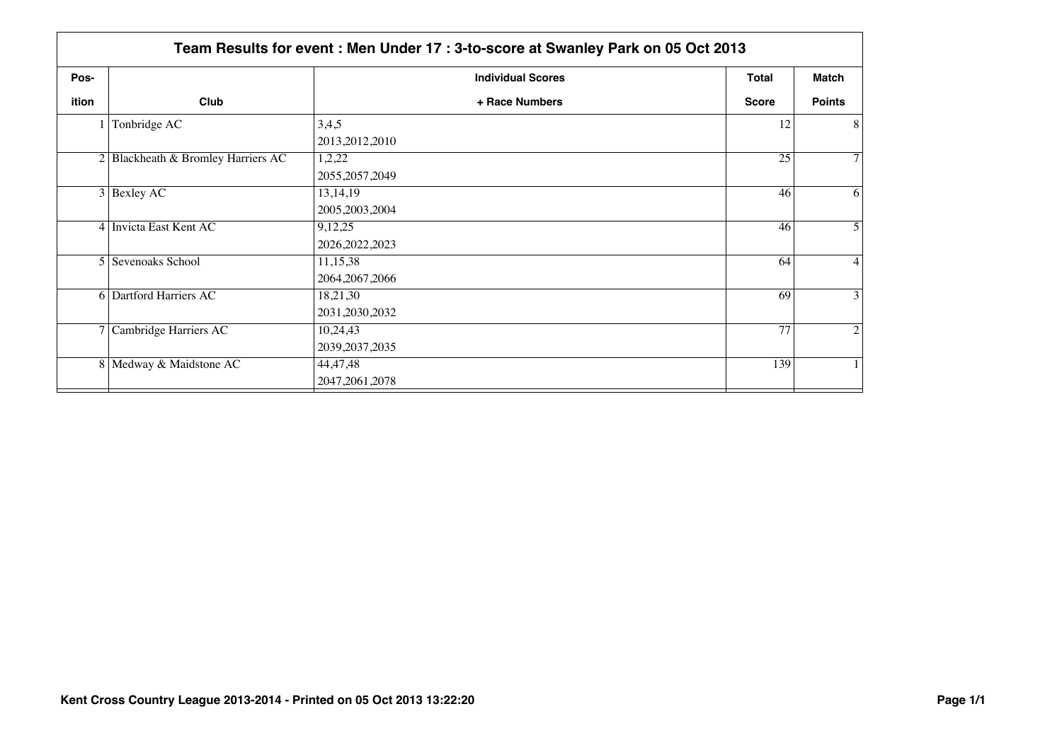## Team Results for event : Men Under 17 : 3-to-score at Swanley Park on 05 Oct 2013

| Pos-ition | Club | Individual Scores + Race Numbers | Total Score | Match Points |
|---|---|---|---|---|
| 1 | Tonbridge AC | 3,4,5<br>2013,2012,2010 | 12 | 8 |
| 2 | Blackheath & Bromley Harriers AC | 1,2,22<br>2055,2057,2049 | 25 | 7 |
| 3 | Bexley AC | 13,14,19<br>2005,2003,2004 | 46 | 6 |
| 4 | Invicta East Kent AC | 9,12,25<br>2026,2022,2023 | 46 | 5 |
| 5 | Sevenoaks School | 11,15,38<br>2064,2067,2066 | 64 | 4 |
| 6 | Dartford Harriers AC | 18,21,30<br>2031,2030,2032 | 69 | 3 |
| 7 | Cambridge Harriers AC | 10,24,43<br>2039,2037,2035 | 77 | 2 |
| 8 | Medway & Maidstone AC | 44,47,48<br>2047,2061,2078 | 139 | 1 |

**Kent Cross Country League 2013-2014 - Printed on 05 Oct 2013 13:22:20**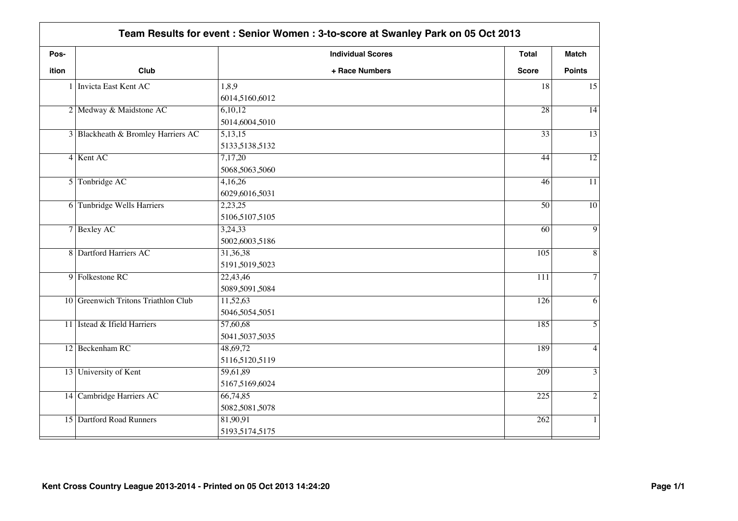## Team Results for event : Senior Women : 3-to-score at Swanley Park on 05 Oct 2013

| Position | Club | Individual Scores + Race Numbers | Total Score | Match Points |
|---|---|---|---|---|
| 1 | Invicta East Kent AC | 1,8,9<br>6014,5160,6012 | 18 | 15 |
| 2 | Medway & Maidstone AC | 6,10,12<br>5014,6004,5010 | 28 | 14 |
| 3 | Blackheath & Bromley Harriers AC | 5,13,15<br>5133,5138,5132 | 33 | 13 |
| 4 | Kent AC | 7,17,20<br>5068,5063,5060 | 44 | 12 |
| 5 | Tonbridge AC | 4,16,26<br>6029,6016,5031 | 46 | 11 |
| 6 | Tunbridge Wells Harriers | 2,23,25<br>5106,5107,5105 | 50 | 10 |
| 7 | Bexley AC | 3,24,33<br>5002,6003,5186 | 60 | 9 |
| 8 | Dartford Harriers AC | 31,36,38<br>5191,5019,5023 | 105 | 8 |
| 9 | Folkestone RC | 22,43,46<br>5089,5091,5084 | 111 | 7 |
| 10 | Greenwich Tritons Triathlon Club | 11,52,63<br>5046,5054,5051 | 126 | 6 |
| 11 | Istead & Ifield Harriers | 57,60,68<br>5041,5037,5035 | 185 | 5 |
| 12 | Beckenham RC | 48,69,72<br>5116,5120,5119 | 189 | 4 |
| 13 | University of Kent | 59,61,89<br>5167,5169,6024 | 209 | 3 |
| 14 | Cambridge Harriers AC | 66,74,85<br>5082,5081,5078 | 225 | 2 |
| 15 | Dartford Road Runners | 81,90,91<br>5193,5174,5175 | 262 | 1 |

**Kent Cross Country League 2013-2014 - Printed on 05 Oct 2013 14:24:20**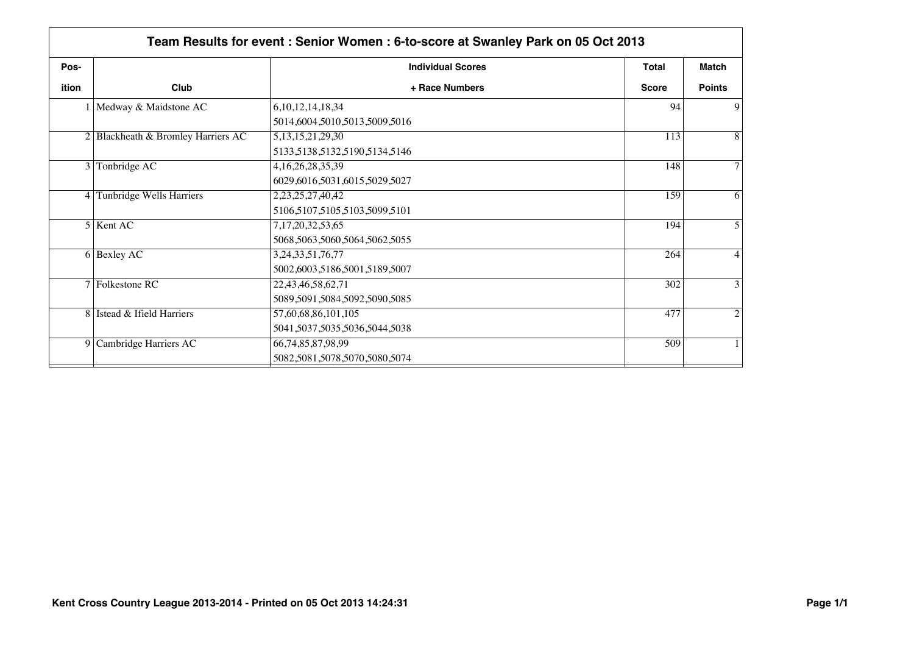## Team Results for event : Senior Women : 6-to-score at Swanley Park on 05 Oct 2013

| Pos-ition | Club | Individual Scores + Race Numbers | Total Score | Match Points |
|---|---|---|---|---|
| 1 | Medway & Maidstone AC | 6,10,12,14,18,34<br>5014,6004,5010,5013,5009,5016 | 94 | 9 |
| 2 | Blackheath & Bromley Harriers AC | 5,13,15,21,29,30<br>5133,5138,5132,5190,5134,5146 | 113 | 8 |
| 3 | Tonbridge AC | 4,16,26,28,35,39<br>6029,6016,5031,6015,5029,5027 | 148 | 7 |
| 4 | Tunbridge Wells Harriers | 2,23,25,27,40,42<br>5106,5107,5105,5103,5099,5101 | 159 | 6 |
| 5 | Kent AC | 7,17,20,32,53,65<br>5068,5063,5060,5064,5062,5055 | 194 | 5 |
| 6 | Bexley AC | 3,24,33,51,76,77<br>5002,6003,5186,5001,5189,5007 | 264 | 4 |
| 7 | Folkestone RC | 22,43,46,58,62,71<br>5089,5091,5084,5092,5090,5085 | 302 | 3 |
| 8 | Istead & Ifield Harriers | 57,60,68,86,101,105<br>5041,5037,5035,5036,5044,5038 | 477 | 2 |
| 9 | Cambridge Harriers AC | 66,74,85,87,98,99<br>5082,5081,5078,5070,5080,5074 | 509 | 1 |

Kent Cross Country League 2013-2014 - Printed on 05 Oct 2013 14:24:31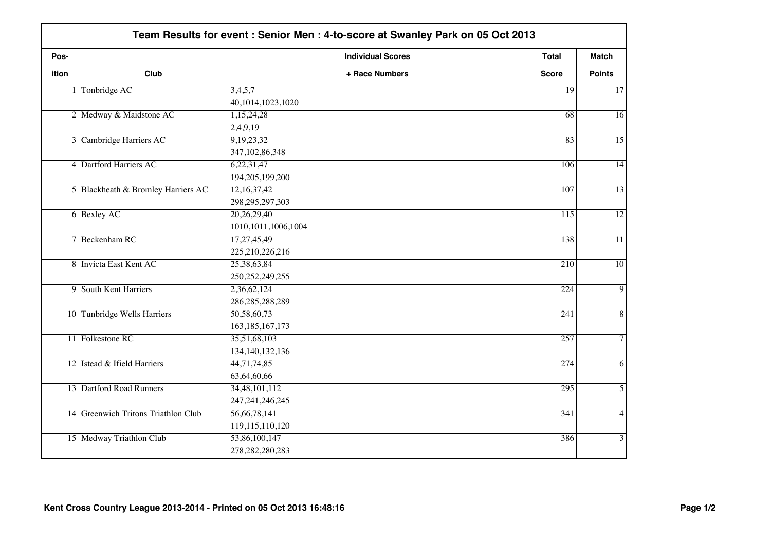## Team Results for event : Senior Men : 4-to-score at Swanley Park on 05 Oct 2013

| Position | Club | Individual Scores + Race Numbers | Total Score | Match Points |
|---|---|---|---|---|
| 1 | Tonbridge AC | 3,4,5,7<br>40,1014,1023,1020 | 19 | 17 |
| 2 | Medway & Maidstone AC | 1,15,24,28<br>2,4,9,19 | 68 | 16 |
| 3 | Cambridge Harriers AC | 9,19,23,32<br>347,102,86,348 | 83 | 15 |
| 4 | Dartford Harriers AC | 6,22,31,47<br>194,205,199,200 | 106 | 14 |
| 5 | Blackheath & Bromley Harriers AC | 12,16,37,42<br>298,295,297,303 | 107 | 13 |
| 6 | Bexley AC | 20,26,29,40<br>1010,1011,1006,1004 | 115 | 12 |
| 7 | Beckenham RC | 17,27,45,49<br>225,210,226,216 | 138 | 11 |
| 8 | Invicta East Kent AC | 25,38,63,84<br>250,252,249,255 | 210 | 10 |
| 9 | South Kent Harriers | 2,36,62,124<br>286,285,288,289 | 224 | 9 |
| 10 | Tunbridge Wells Harriers | 50,58,60,73<br>163,185,167,173 | 241 | 8 |
| 11 | Folkestone RC | 35,51,68,103<br>134,140,132,136 | 257 | 7 |
| 12 | Istead & Ifield Harriers | 44,71,74,85<br>63,64,60,66 | 274 | 6 |
| 13 | Dartford Road Runners | 34,48,101,112<br>247,241,246,245 | 295 | 5 |
| 14 | Greenwich Tritons Triathlon Club | 56,66,78,141<br>119,115,110,120 | 341 | 4 |
| 15 | Medway Triathlon Club | 53,86,100,147<br>278,282,280,283 | 386 | 3 |

Kent Cross Country League 2013-2014 - Printed on 05 Oct 2013 16:48:16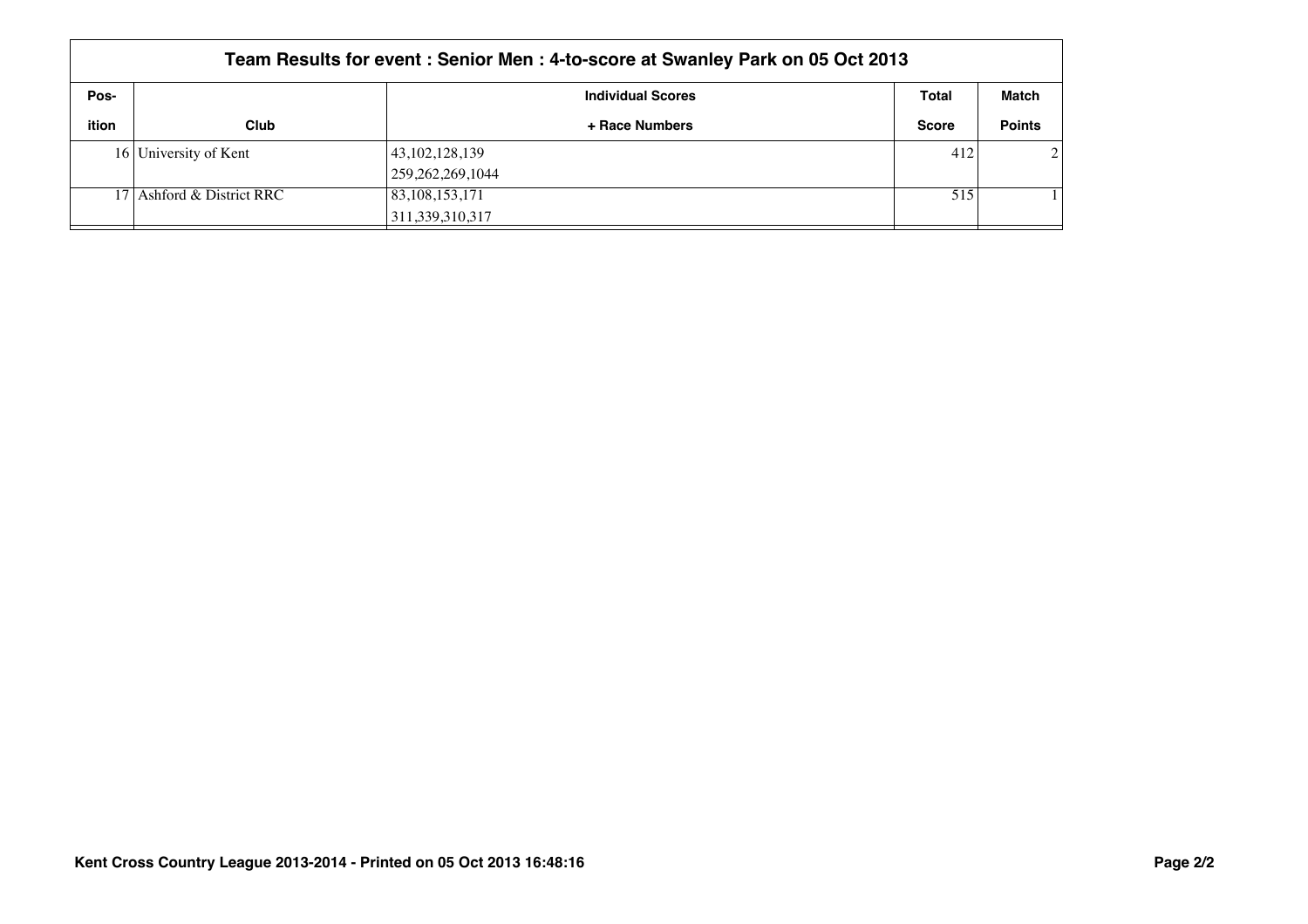## Team Results for event : Senior Men : 4-to-score at Swanley Park on 05 Oct 2013

| Pos-ition | Club | Individual Scores + Race Numbers | Total Score | Match Points |
|---|---|---|---|---|
| 16 | University of Kent | 43,102,128,139<br>259,262,269,1044 | 412 | 2 |
| 17 | Ashford & District RRC | 83,108,153,171<br>311,339,310,317 | 515 | 1 |

**Kent Cross Country League 2013-2014 - Printed on 05 Oct 2013 16:48:16**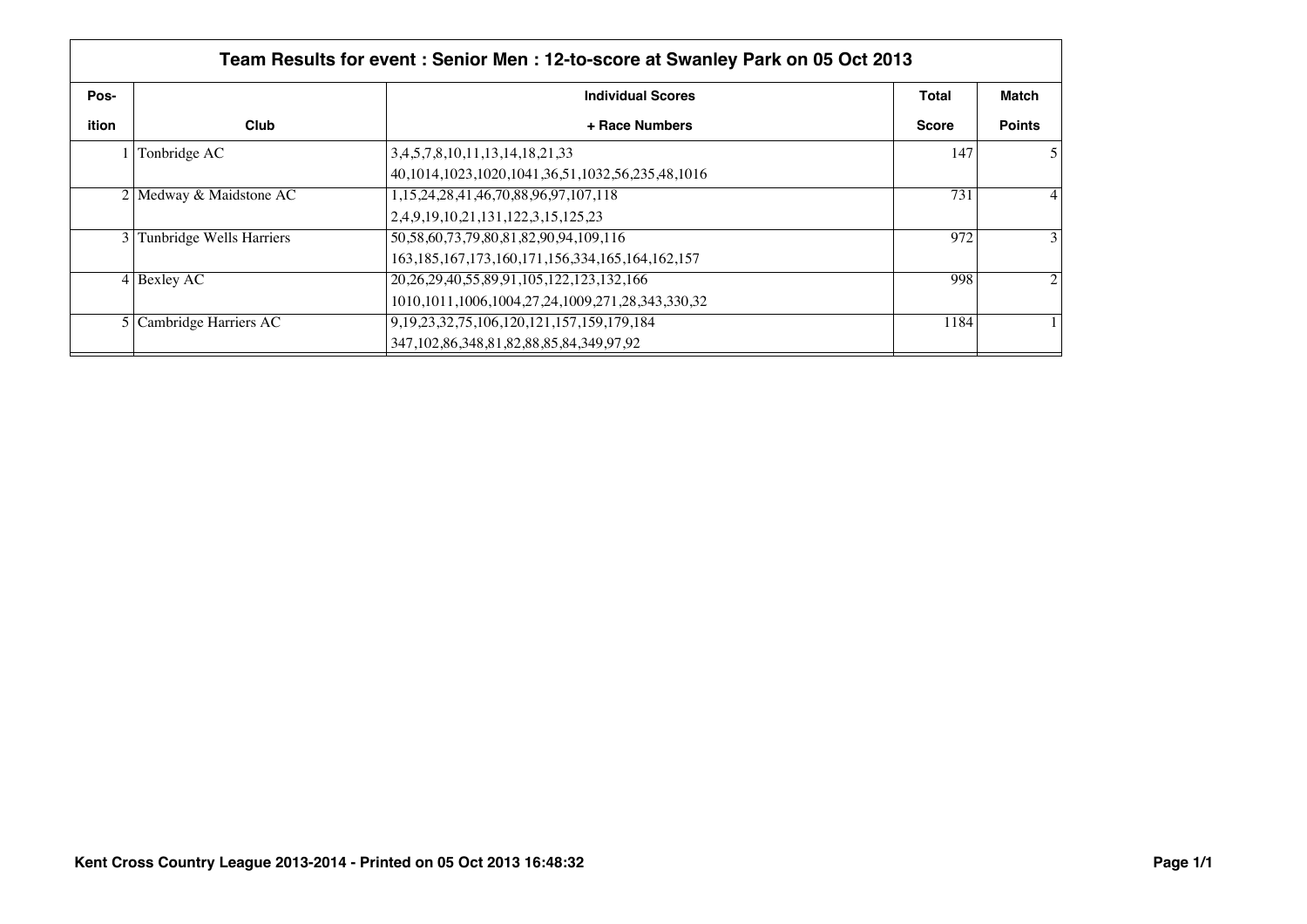## Team Results for event : Senior Men : 12-to-score at Swanley Park on 05 Oct 2013

| Position | Club | Individual Scores + Race Numbers | Total Score | Match Points |
|---|---|---|---|---|
| 1 | Tonbridge AC | 3,4,5,7,8,10,11,13,14,18,21,33<br>40,1014,1023,1020,1041,36,51,1032,56,235,48,1016 | 147 | 5 |
| 2 | Medway & Maidstone AC | 1,15,24,28,41,46,70,88,96,97,107,118<br>2,4,9,19,10,21,131,122,3,15,125,23 | 731 | 4 |
| 3 | Tunbridge Wells Harriers | 50,58,60,73,79,80,81,82,90,94,109,116<br>163,185,167,173,160,171,156,334,165,164,162,157 | 972 | 3 |
| 4 | Bexley AC | 20,26,29,40,55,89,91,105,122,123,132,166<br>1010,1011,1006,1004,27,24,1009,271,28,343,330,32 | 998 | 2 |
| 5 | Cambridge Harriers AC | 9,19,23,32,75,106,120,121,157,159,179,184<br>347,102,86,348,81,82,88,85,84,349,97,92 | 1184 | 1 |

Kent Cross Country League 2013-2014 - Printed on 05 Oct 2013 16:48:32